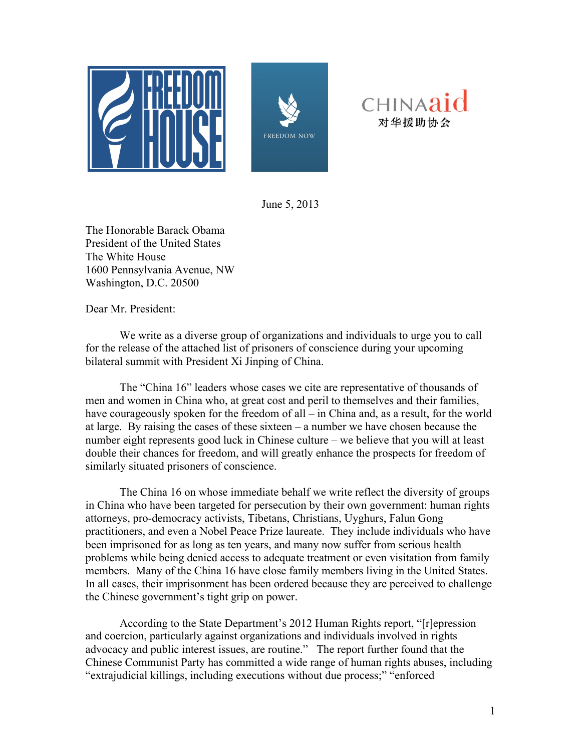FREEDOM HOUSE

FREEDOM NOW

CHINAaid
对华援助协会

June 5, 2013

The Honorable Barack Obama
President of the United States
The White House
1600 Pennsylvania Avenue, NW
Washington, D.C. 20500

Dear Mr. President:

We write as a diverse group of organizations and individuals to urge you to call for the release of the attached list of prisoners of conscience during your upcoming bilateral summit with President Xi Jinping of China.

The "China 16" leaders whose cases we cite are representative of thousands of men and women in China who, at great cost and peril to themselves and their families, have courageously spoken for the freedom of all – in China and, as a result, for the world at large. By raising the cases of these sixteen – a number we have chosen because the number eight represents good luck in Chinese culture – we believe that you will at least double their chances for freedom, and will greatly enhance the prospects for freedom of similarly situated prisoners of conscience.

The China 16 on whose immediate behalf we write reflect the diversity of groups in China who have been targeted for persecution by their own government: human rights attorneys, pro-democracy activists, Tibetans, Christians, Uyghurs, Falun Gong practitioners, and even a Nobel Peace Prize laureate. They include individuals who have been imprisoned for as long as ten years, and many now suffer from serious health problems while being denied access to adequate treatment or even visitation from family members. Many of the China 16 have close family members living in the United States. In all cases, their imprisonment has been ordered because they are perceived to challenge the Chinese government's tight grip on power.

According to the State Department's 2012 Human Rights report, "[r]epression and coercion, particularly against organizations and individuals involved in rights advocacy and public interest issues, are routine." The report further found that the Chinese Communist Party has committed a wide range of human rights abuses, including "extrajudicial killings, including executions without due process;" "enforced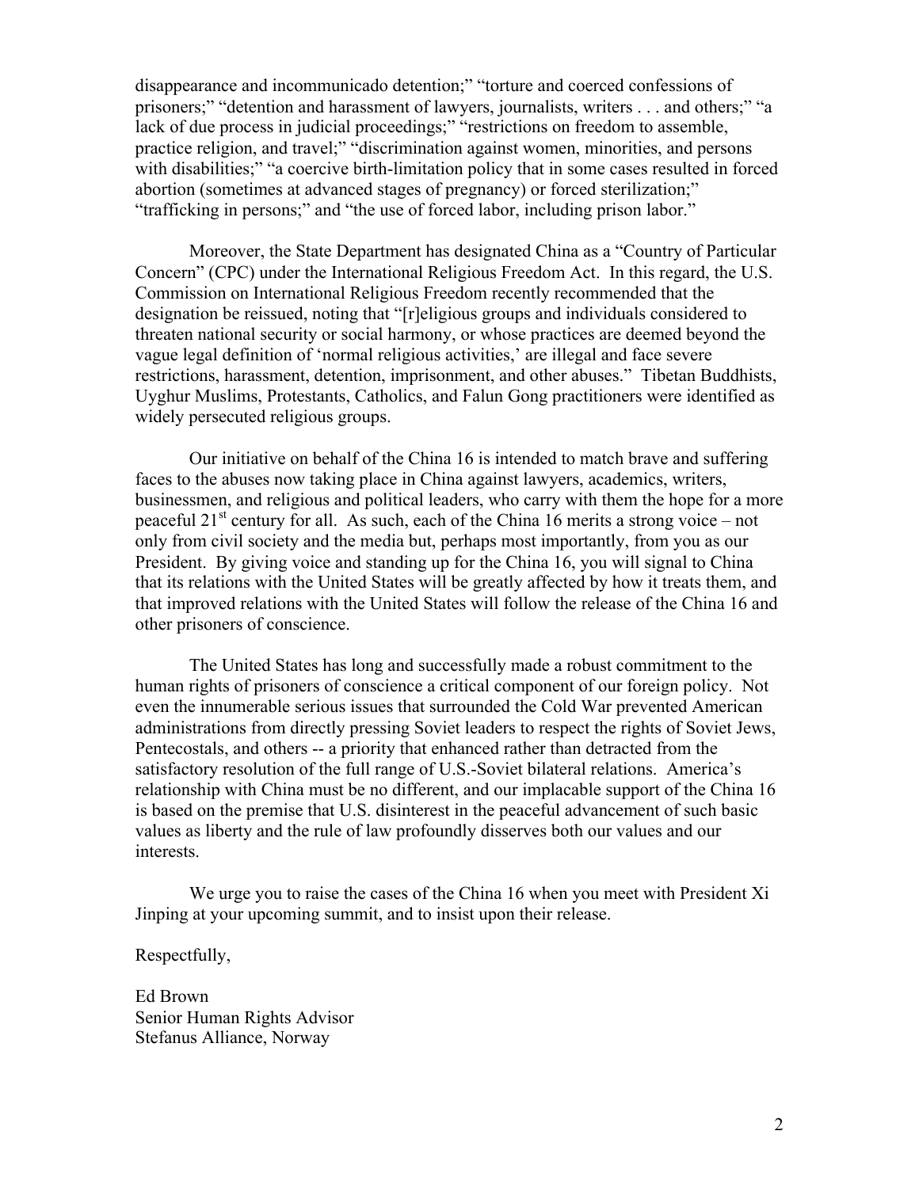disappearance and incommunicado detention;" "torture and coerced confessions of prisoners;" "detention and harassment of lawyers, journalists, writers . . . and others;" "a lack of due process in judicial proceedings;" "restrictions on freedom to assemble, practice religion, and travel;" "discrimination against women, minorities, and persons with disabilities;" "a coercive birth-limitation policy that in some cases resulted in forced abortion (sometimes at advanced stages of pregnancy) or forced sterilization;" "trafficking in persons;" and "the use of forced labor, including prison labor."

Moreover, the State Department has designated China as a "Country of Particular Concern" (CPC) under the International Religious Freedom Act. In this regard, the U.S. Commission on International Religious Freedom recently recommended that the designation be reissued, noting that "[r]eligious groups and individuals considered to threaten national security or social harmony, or whose practices are deemed beyond the vague legal definition of 'normal religious activities,' are illegal and face severe restrictions, harassment, detention, imprisonment, and other abuses." Tibetan Buddhists, Uyghur Muslims, Protestants, Catholics, and Falun Gong practitioners were identified as widely persecuted religious groups.

Our initiative on behalf of the China 16 is intended to match brave and suffering faces to the abuses now taking place in China against lawyers, academics, writers, businessmen, and religious and political leaders, who carry with them the hope for a more peaceful 21st century for all. As such, each of the China 16 merits a strong voice – not only from civil society and the media but, perhaps most importantly, from you as our President. By giving voice and standing up for the China 16, you will signal to China that its relations with the United States will be greatly affected by how it treats them, and that improved relations with the United States will follow the release of the China 16 and other prisoners of conscience.

The United States has long and successfully made a robust commitment to the human rights of prisoners of conscience a critical component of our foreign policy. Not even the innumerable serious issues that surrounded the Cold War prevented American administrations from directly pressing Soviet leaders to respect the rights of Soviet Jews, Pentecostals, and others -- a priority that enhanced rather than detracted from the satisfactory resolution of the full range of U.S.-Soviet bilateral relations. America's relationship with China must be no different, and our implacable support of the China 16 is based on the premise that U.S. disinterest in the peaceful advancement of such basic values as liberty and the rule of law profoundly disserves both our values and our interests.

We urge you to raise the cases of the China 16 when you meet with President Xi Jinping at your upcoming summit, and to insist upon their release.

Respectfully,

Ed Brown  
Senior Human Rights Advisor  
Stefanus Alliance, Norway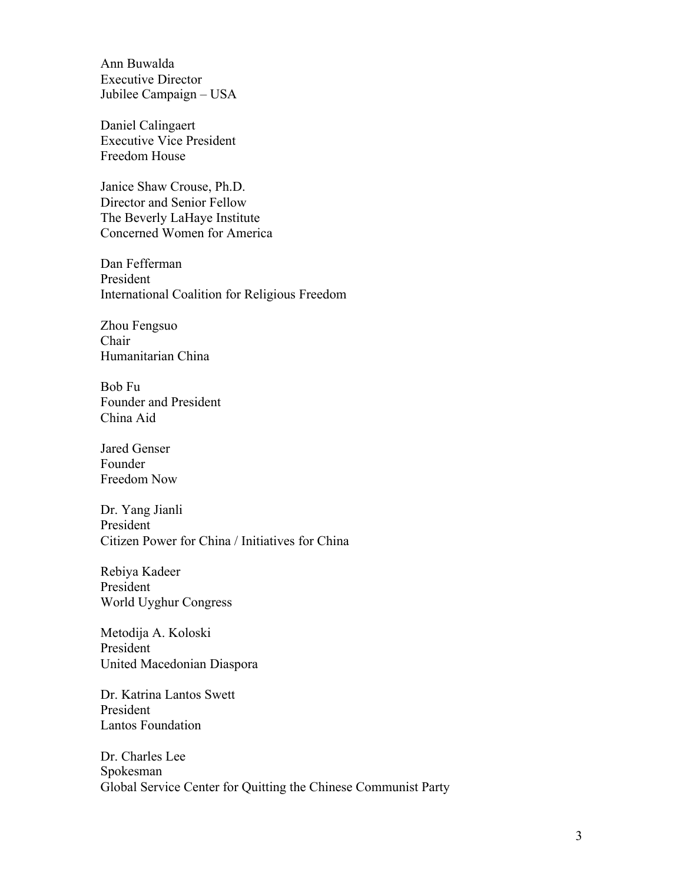Ann Buwalda  
Executive Director  
Jubilee Campaign – USA

Daniel Calingaert  
Executive Vice President  
Freedom House

Janice Shaw Crouse, Ph.D.  
Director and Senior Fellow  
The Beverly LaHaye Institute  
Concerned Women for America

Dan Fefferman  
President  
International Coalition for Religious Freedom

Zhou Fengsuo  
Chair  
Humanitarian China

Bob Fu  
Founder and President  
China Aid

Jared Genser  
Founder  
Freedom Now

Dr. Yang Jianli  
President  
Citizen Power for China / Initiatives for China

Rebiya Kadeer  
President  
World Uyghur Congress

Metodija A. Koloski  
President  
United Macedonian Diaspora

Dr. Katrina Lantos Swett  
President  
Lantos Foundation

Dr. Charles Lee  
Spokesman  
Global Service Center for Quitting the Chinese Communist Party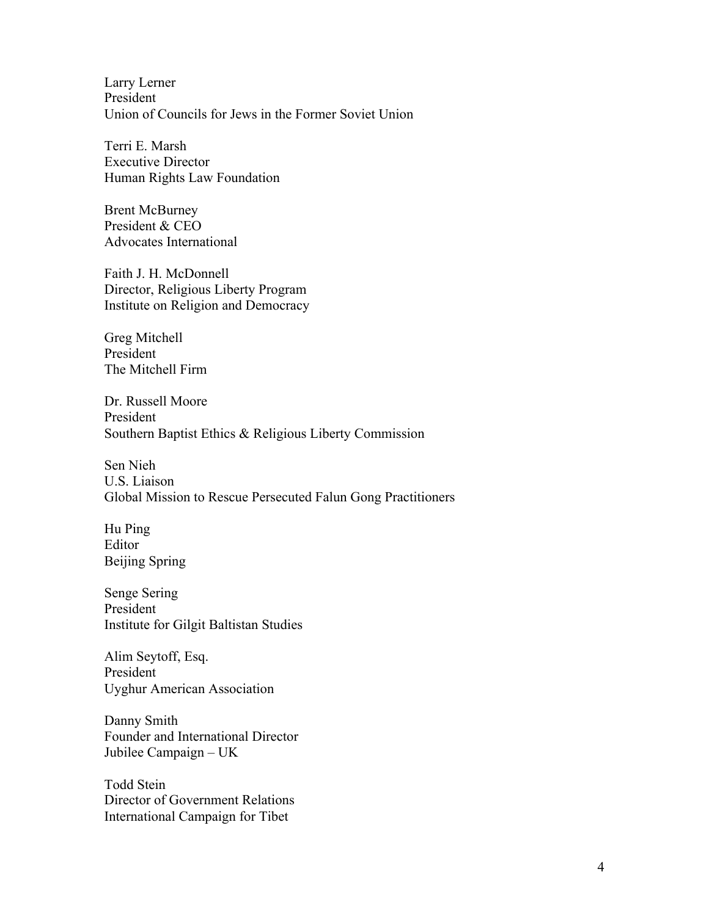Larry Lerner
President
Union of Councils for Jews in the Former Soviet Union

Terri E. Marsh
Executive Director
Human Rights Law Foundation

Brent McBurney
President & CEO
Advocates International

Faith J. H. McDonnell
Director, Religious Liberty Program
Institute on Religion and Democracy

Greg Mitchell
President
The Mitchell Firm

Dr. Russell Moore
President
Southern Baptist Ethics & Religious Liberty Commission

Sen Nieh
U.S. Liaison
Global Mission to Rescue Persecuted Falun Gong Practitioners

Hu Ping
Editor
Beijing Spring

Senge Sering
President
Institute for Gilgit Baltistan Studies

Alim Seytoff, Esq.
President
Uyghur American Association

Danny Smith
Founder and International Director
Jubilee Campaign – UK

Todd Stein
Director of Government Relations
International Campaign for Tibet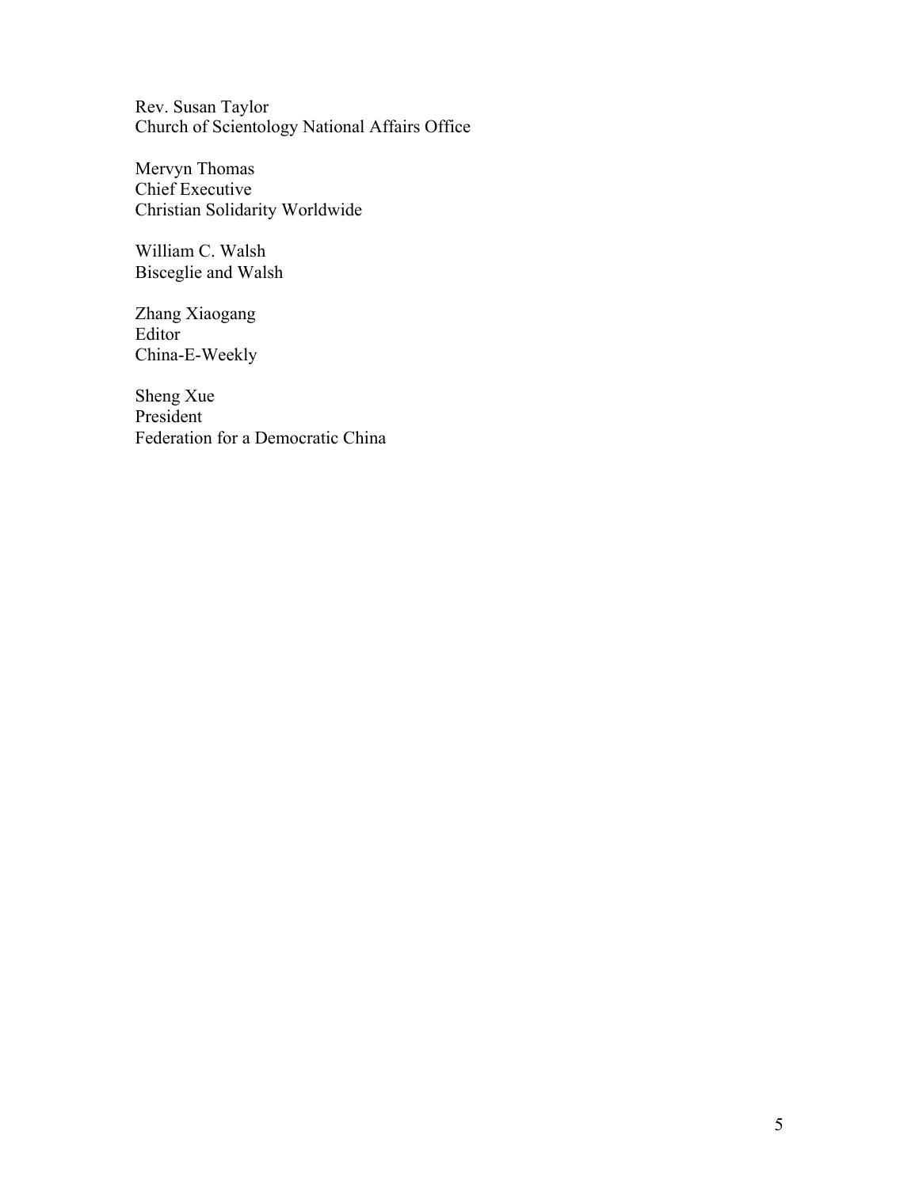Rev. Susan Taylor
Church of Scientology National Affairs Office

Mervyn Thomas
Chief Executive
Christian Solidarity Worldwide

William C. Walsh
Bisceglie and Walsh

Zhang Xiaogang
Editor
China-E-Weekly

Sheng Xue
President
Federation for a Democratic China